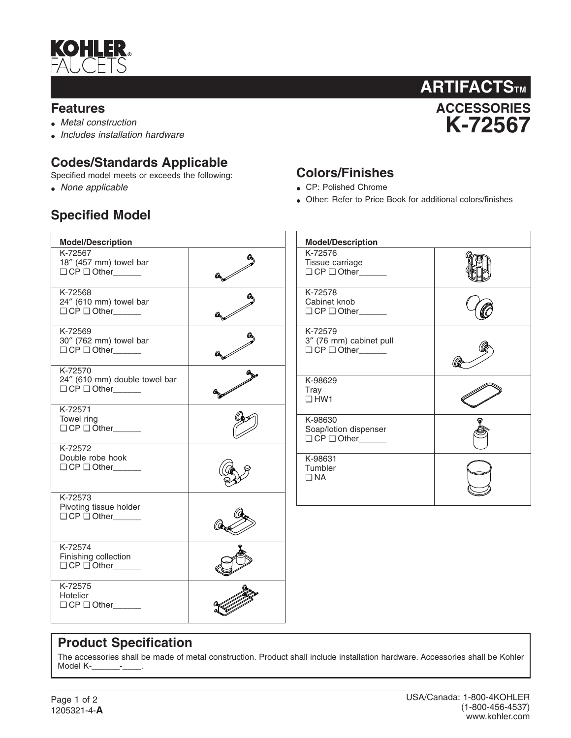# KOHLER FAUCETS

# ARTIFACTS™

## ACCESSORIES K-72567

## Features

- *Metal construction*
- *Includes installation hardware*

## Codes/Standards Applicable

Specified model meets or exceeds the following:

- *None applicable*

## Colors/Finishes

- CP: Polished Chrome
- Other: Refer to Price Book for additional colors/finishes

## Specified Model

| Model/Description |
|---|
| K-72567<br>18″ (457 mm) towel bar<br>❑ CP ❑ Other______ |
| K-72568<br>24″ (610 mm) towel bar<br>❑ CP ❑ Other______ |
| K-72569<br>30″ (762 mm) towel bar<br>❑ CP ❑ Other______ |
| K-72570<br>24″ (610 mm) double towel bar<br>❑ CP ❑ Other______ |
| K-72571<br>Towel ring<br>❑ CP ❑ Other______ |
| K-72572<br>Double robe hook<br>❑ CP ❑ Other______ |
| K-72573<br>Pivoting tissue holder<br>❑ CP ❑ Other______ |
| K-72574<br>Finishing collection<br>❑ CP ❑ Other______ |
| K-72575<br>Hotelier<br>❑ CP ❑ Other______ |

| Model/Description |
|---|
| K-72576<br>Tissue carriage<br>❑ CP ❑ Other______ |
| K-72578<br>Cabinet knob<br>❑ CP ❑ Other______ |
| K-72579<br>3″ (76 mm) cabinet pull<br>❑ CP ❑ Other______ |
| K-98629<br>Tray<br>❑ HW1 |
| K-98630<br>Soap/lotion dispenser<br>❑ CP ❑ Other______ |
| K-98631<br>Tumbler<br>❑ NA |

## Product Specification

The accessories shall be made of metal construction. Product shall include installation hardware. Accessories shall be Kohler Model K-______-____.

1205321-4-**A**

USA/Canada: 1-800-4KOHLER (1-800-456-4537) www.kohler.com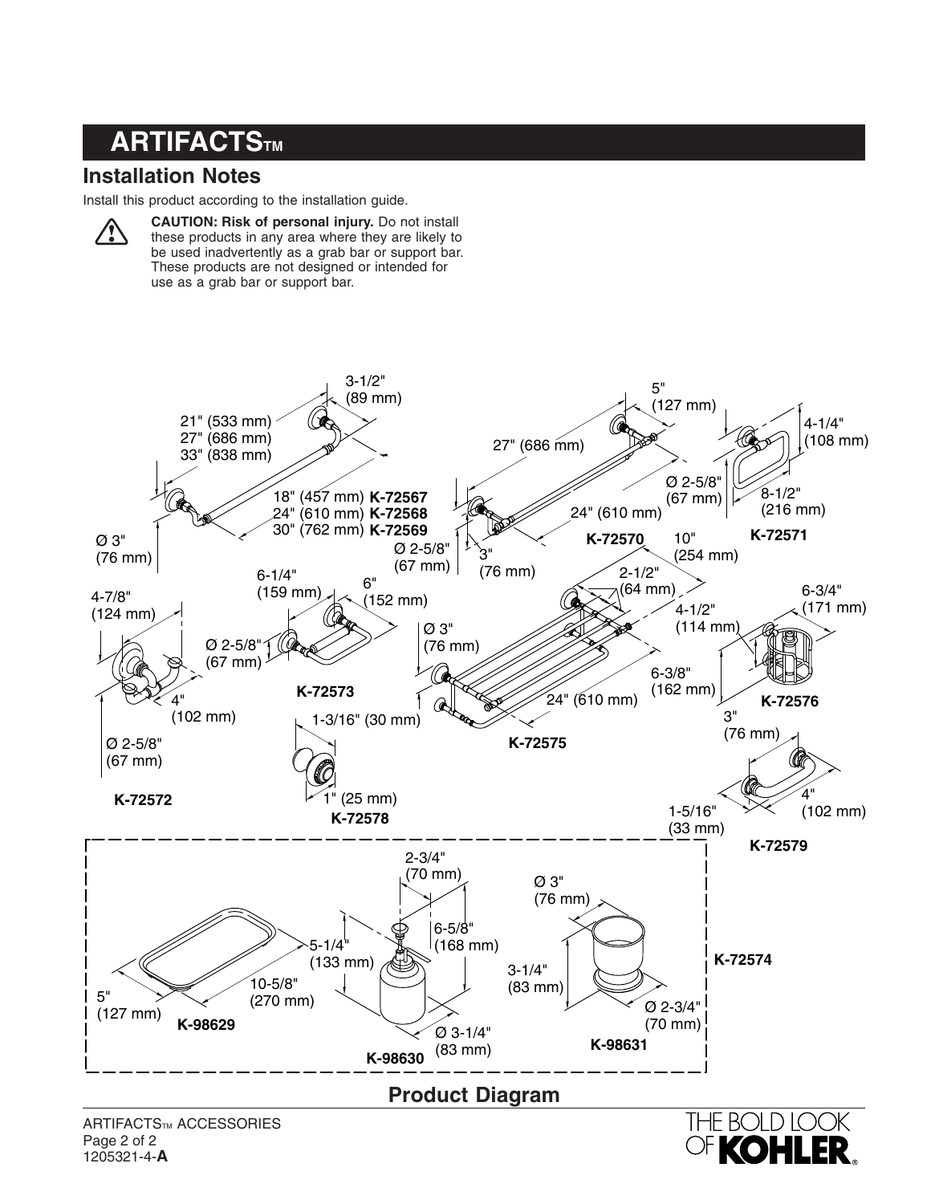# ARTIFACTS™

## Installation Notes

Install this product according to the installation guide.

**CAUTION: Risk of personal injury.** Do not install these products in any area where they are likely to be used inadvertently as a grab bar or support bar. These products are not designed or intended for use as a grab bar or support bar.

3-1/2" (89 mm)
21" (533 mm)
27" (686 mm)
33" (838 mm)
18" (457 mm) **K-72567**
24" (610 mm) **K-72568**
30" (762 mm) **K-72569**
Ø 3" (76 mm)
Ø 2-5/8" (67 mm)

5" (127 mm)
27" (686 mm)
Ø 2-5/8" (67 mm)
24" (610 mm)
3" (76 mm)
**K-72570**

4-1/4" (108 mm)
8-1/2" (216 mm)
**K-72571**

4-7/8" (124 mm)
4" (102 mm)
Ø 2-5/8" (67 mm)
**K-72572**

6-1/4" (159 mm)
6" (152 mm)
Ø 2-5/8" (67 mm)
**K-72573**

1-3/16" (30 mm)
1" (25 mm)
**K-72578**

10" (254 mm)
2-1/2" (64 mm)
4-1/2" (114 mm)
Ø 3" (76 mm)
6-3/8" (162 mm)
24" (610 mm)
**K-72575**

6-3/4" (171 mm)
3" (76 mm)
**K-72576**

4" (102 mm)
1-5/16" (33 mm)
**K-72579**

5-1/4" (133 mm)
10-5/8" (270 mm)
5" (127 mm)
**K-98629**

2-3/4" (70 mm)
6-5/8" (168 mm)
Ø 3-1/4" (83 mm)
**K-98630**

Ø 3" (76 mm)
3-1/4" (83 mm)
Ø 2-3/4" (70 mm)
**K-98631**

**K-72574**

### Product Diagram